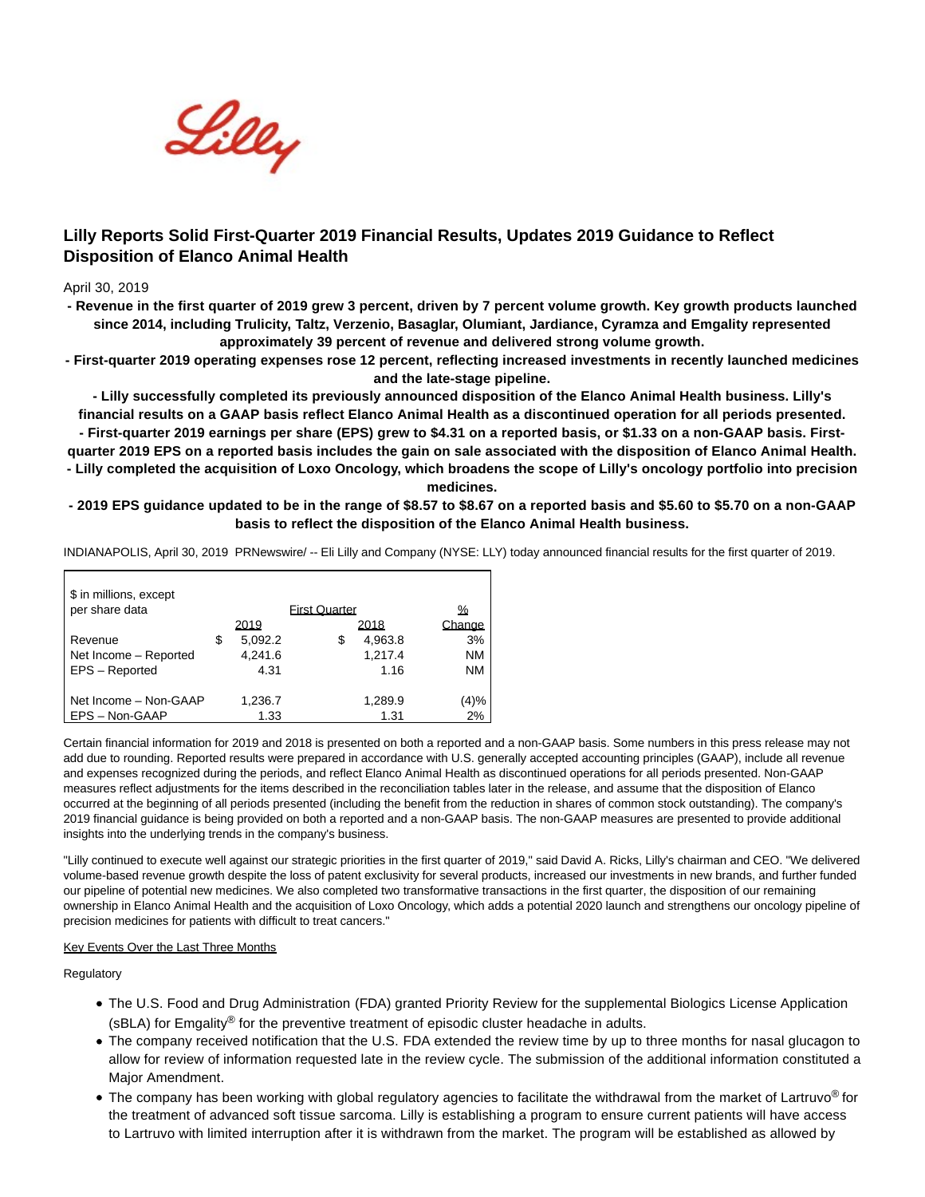# Lilly Reports Solid First-Quarter 2019 Financial Results, Updates 2019 Guidance to Reflect Disposition of Elanco Animal Health

April 30, 2019

**- Revenue in the first quarter of 2019 grew 3 percent, driven by 7 percent volume growth. Key growth products launched since 2014, including Trulicity, Taltz, Verzenio, Basaglar, Olumiant, Jardiance, Cyramza and Emgality represented approximately 39 percent of revenue and delivered strong volume growth.**

**- First-quarter 2019 operating expenses rose 12 percent, reflecting increased investments in recently launched medicines and the late-stage pipeline.**

**- Lilly successfully completed its previously announced disposition of the Elanco Animal Health business. Lilly's financial results on a GAAP basis reflect Elanco Animal Health as a discontinued operation for all periods presented.**

**- First-quarter 2019 earnings per share (EPS) grew to $4.31 on a reported basis, or $1.33 on a non-GAAP basis. First-quarter 2019 EPS on a reported basis includes the gain on sale associated with the disposition of Elanco Animal Health.**

**- Lilly completed the acquisition of Loxo Oncology, which broadens the scope of Lilly's oncology portfolio into precision medicines.**

**- 2019 EPS guidance updated to be in the range of $8.57 to $8.67 on a reported basis and $5.60 to $5.70 on a non-GAAP basis to reflect the disposition of the Elanco Animal Health business.**

INDIANAPOLIS, April 30, 2019 PRNewswire/ -- Eli Lilly and Company (NYSE: LLY) today announced financial results for the first quarter of 2019.

| $ in millions, except per share data | First Quarter | | % |
|---|---|---|---|
| | 2019 | 2018 | Change |
| Revenue | $ 5,092.2 | $ 4,963.8 | 3% |
| Net Income – Reported | 4,241.6 | 1,217.4 | NM |
| EPS – Reported | 4.31 | 1.16 | NM |
| Net Income – Non-GAAP | 1,236.7 | 1,289.9 | (4)% |
| EPS – Non-GAAP | 1.33 | 1.31 | 2% |

Certain financial information for 2019 and 2018 is presented on both a reported and a non-GAAP basis. Some numbers in this press release may not add due to rounding. Reported results were prepared in accordance with U.S. generally accepted accounting principles (GAAP), include all revenue and expenses recognized during the periods, and reflect Elanco Animal Health as discontinued operations for all periods presented. Non-GAAP measures reflect adjustments for the items described in the reconciliation tables later in the release, and assume that the disposition of Elanco occurred at the beginning of all periods presented (including the benefit from the reduction in shares of common stock outstanding). The company's 2019 financial guidance is being provided on both a reported and a non-GAAP basis. The non-GAAP measures are presented to provide additional insights into the underlying trends in the company's business.

"Lilly continued to execute well against our strategic priorities in the first quarter of 2019," said David A. Ricks, Lilly's chairman and CEO. "We delivered volume-based revenue growth despite the loss of patent exclusivity for several products, increased our investments in new brands, and further funded our pipeline of potential new medicines. We also completed two transformative transactions in the first quarter, the disposition of our remaining ownership in Elanco Animal Health and the acquisition of Loxo Oncology, which adds a potential 2020 launch and strengthens our oncology pipeline of precision medicines for patients with difficult to treat cancers."

Key Events Over the Last Three Months

Regulatory

- The U.S. Food and Drug Administration (FDA) granted Priority Review for the supplemental Biologics License Application (sBLA) for Emgality® for the preventive treatment of episodic cluster headache in adults.
- The company received notification that the U.S. FDA extended the review time by up to three months for nasal glucagon to allow for review of information requested late in the review cycle. The submission of the additional information constituted a Major Amendment.
- The company has been working with global regulatory agencies to facilitate the withdrawal from the market of Lartruvo® for the treatment of advanced soft tissue sarcoma. Lilly is establishing a program to ensure current patients will have access to Lartruvo with limited interruption after it is withdrawn from the market. The program will be established as allowed by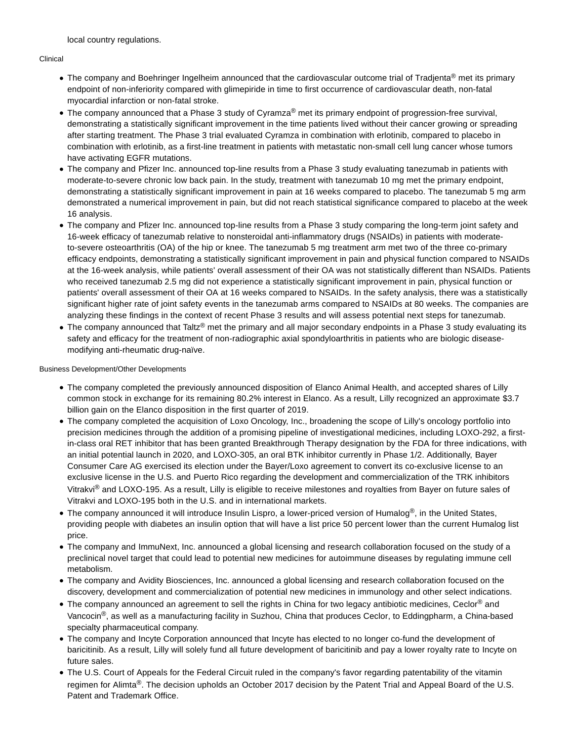local country regulations.

Clinical

- The company and Boehringer Ingelheim announced that the cardiovascular outcome trial of Tradjenta® met its primary endpoint of non-inferiority compared with glimepiride in time to first occurrence of cardiovascular death, non-fatal myocardial infarction or non-fatal stroke.
- The company announced that a Phase 3 study of Cyramza® met its primary endpoint of progression-free survival, demonstrating a statistically significant improvement in the time patients lived without their cancer growing or spreading after starting treatment. The Phase 3 trial evaluated Cyramza in combination with erlotinib, compared to placebo in combination with erlotinib, as a first-line treatment in patients with metastatic non-small cell lung cancer whose tumors have activating EGFR mutations.
- The company and Pfizer Inc. announced top-line results from a Phase 3 study evaluating tanezumab in patients with moderate-to-severe chronic low back pain. In the study, treatment with tanezumab 10 mg met the primary endpoint, demonstrating a statistically significant improvement in pain at 16 weeks compared to placebo. The tanezumab 5 mg arm demonstrated a numerical improvement in pain, but did not reach statistical significance compared to placebo at the week 16 analysis.
- The company and Pfizer Inc. announced top-line results from a Phase 3 study comparing the long-term joint safety and 16-week efficacy of tanezumab relative to nonsteroidal anti-inflammatory drugs (NSAIDs) in patients with moderate-to-severe osteoarthritis (OA) of the hip or knee. The tanezumab 5 mg treatment arm met two of the three co-primary efficacy endpoints, demonstrating a statistically significant improvement in pain and physical function compared to NSAIDs at the 16-week analysis, while patients' overall assessment of their OA was not statistically different than NSAIDs. Patients who received tanezumab 2.5 mg did not experience a statistically significant improvement in pain, physical function or patients' overall assessment of their OA at 16 weeks compared to NSAIDs. In the safety analysis, there was a statistically significant higher rate of joint safety events in the tanezumab arms compared to NSAIDs at 80 weeks. The companies are analyzing these findings in the context of recent Phase 3 results and will assess potential next steps for tanezumab.
- The company announced that Taltz® met the primary and all major secondary endpoints in a Phase 3 study evaluating its safety and efficacy for the treatment of non-radiographic axial spondyloarthritis in patients who are biologic disease-modifying anti-rheumatic drug-naïve.

Business Development/Other Developments

- The company completed the previously announced disposition of Elanco Animal Health, and accepted shares of Lilly common stock in exchange for its remaining 80.2% interest in Elanco. As a result, Lilly recognized an approximate $3.7 billion gain on the Elanco disposition in the first quarter of 2019.
- The company completed the acquisition of Loxo Oncology, Inc., broadening the scope of Lilly's oncology portfolio into precision medicines through the addition of a promising pipeline of investigational medicines, including LOXO-292, a first-in-class oral RET inhibitor that has been granted Breakthrough Therapy designation by the FDA for three indications, with an initial potential launch in 2020, and LOXO-305, an oral BTK inhibitor currently in Phase 1/2. Additionally, Bayer Consumer Care AG exercised its election under the Bayer/Loxo agreement to convert its co-exclusive license to an exclusive license in the U.S. and Puerto Rico regarding the development and commercialization of the TRK inhibitors Vitrakvi® and LOXO-195. As a result, Lilly is eligible to receive milestones and royalties from Bayer on future sales of Vitrakvi and LOXO-195 both in the U.S. and in international markets.
- The company announced it will introduce Insulin Lispro, a lower-priced version of Humalog®, in the United States, providing people with diabetes an insulin option that will have a list price 50 percent lower than the current Humalog list price.
- The company and ImmuNext, Inc. announced a global licensing and research collaboration focused on the study of a preclinical novel target that could lead to potential new medicines for autoimmune diseases by regulating immune cell metabolism.
- The company and Avidity Biosciences, Inc. announced a global licensing and research collaboration focused on the discovery, development and commercialization of potential new medicines in immunology and other select indications.
- The company announced an agreement to sell the rights in China for two legacy antibiotic medicines, Ceclor® and Vancocin®, as well as a manufacturing facility in Suzhou, China that produces Ceclor, to Eddingpharm, a China-based specialty pharmaceutical company.
- The company and Incyte Corporation announced that Incyte has elected to no longer co-fund the development of baricitinib. As a result, Lilly will solely fund all future development of baricitinib and pay a lower royalty rate to Incyte on future sales.
- The U.S. Court of Appeals for the Federal Circuit ruled in the company's favor regarding patentability of the vitamin regimen for Alimta®. The decision upholds an October 2017 decision by the Patent Trial and Appeal Board of the U.S. Patent and Trademark Office.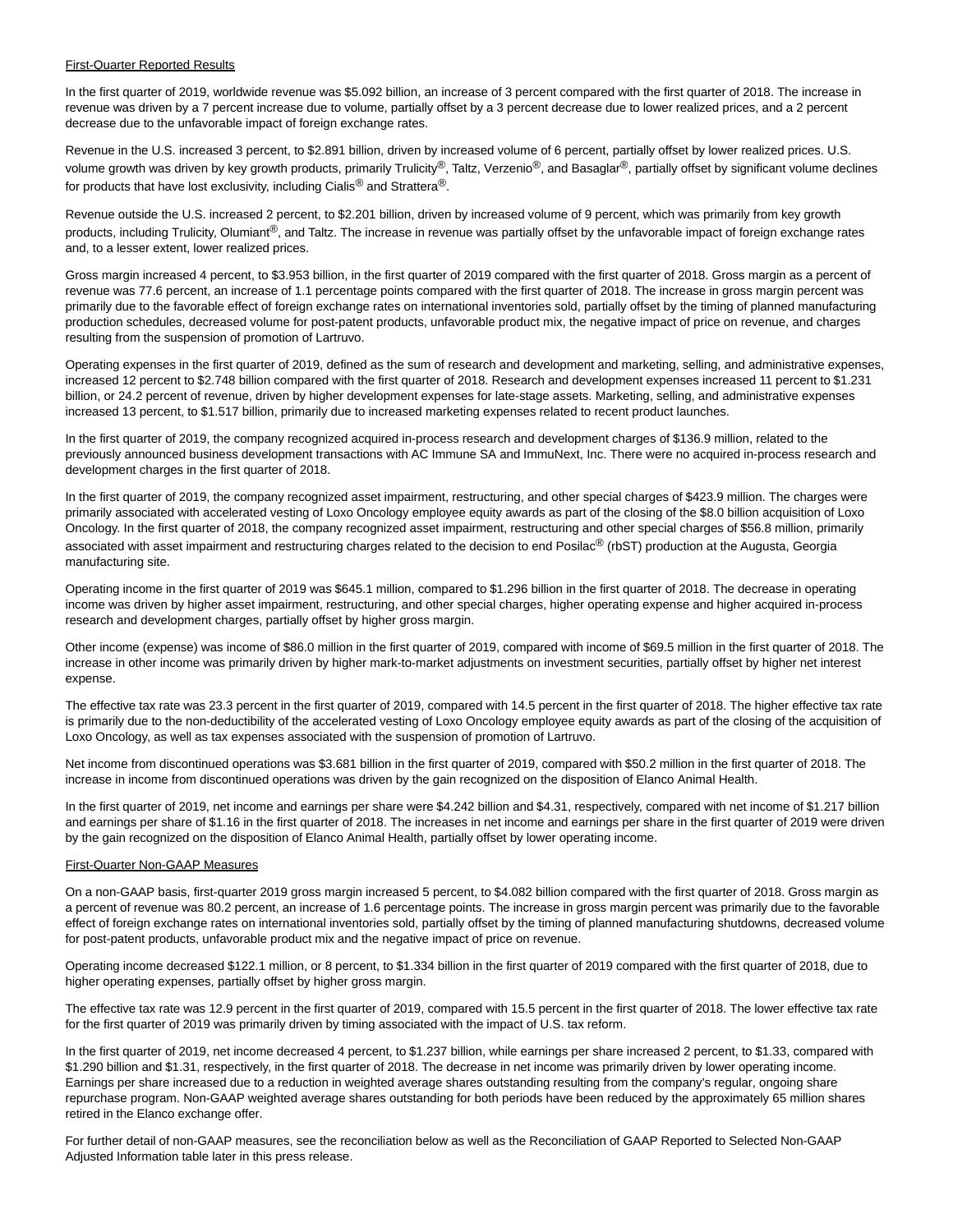First-Quarter Reported Results

In the first quarter of 2019, worldwide revenue was $5.092 billion, an increase of 3 percent compared with the first quarter of 2018. The increase in revenue was driven by a 7 percent increase due to volume, partially offset by a 3 percent decrease due to lower realized prices, and a 2 percent decrease due to the unfavorable impact of foreign exchange rates.

Revenue in the U.S. increased 3 percent, to $2.891 billion, driven by increased volume of 6 percent, partially offset by lower realized prices. U.S. volume growth was driven by key growth products, primarily Trulicity®, Taltz, Verzenio®, and Basaglar®, partially offset by significant volume declines for products that have lost exclusivity, including Cialis® and Strattera®.

Revenue outside the U.S. increased 2 percent, to $2.201 billion, driven by increased volume of 9 percent, which was primarily from key growth products, including Trulicity, Olumiant®, and Taltz. The increase in revenue was partially offset by the unfavorable impact of foreign exchange rates and, to a lesser extent, lower realized prices.

Gross margin increased 4 percent, to $3.953 billion, in the first quarter of 2019 compared with the first quarter of 2018. Gross margin as a percent of revenue was 77.6 percent, an increase of 1.1 percentage points compared with the first quarter of 2018. The increase in gross margin percent was primarily due to the favorable effect of foreign exchange rates on international inventories sold, partially offset by the timing of planned manufacturing production schedules, decreased volume for post-patent products, unfavorable product mix, the negative impact of price on revenue, and charges resulting from the suspension of promotion of Lartruvo.

Operating expenses in the first quarter of 2019, defined as the sum of research and development and marketing, selling, and administrative expenses, increased 12 percent to $2.748 billion compared with the first quarter of 2018. Research and development expenses increased 11 percent to $1.231 billion, or 24.2 percent of revenue, driven by higher development expenses for late-stage assets. Marketing, selling, and administrative expenses increased 13 percent, to $1.517 billion, primarily due to increased marketing expenses related to recent product launches.

In the first quarter of 2019, the company recognized acquired in-process research and development charges of $136.9 million, related to the previously announced business development transactions with AC Immune SA and ImmuNext, Inc. There were no acquired in-process research and development charges in the first quarter of 2018.

In the first quarter of 2019, the company recognized asset impairment, restructuring, and other special charges of $423.9 million. The charges were primarily associated with accelerated vesting of Loxo Oncology employee equity awards as part of the closing of the $8.0 billion acquisition of Loxo Oncology. In the first quarter of 2018, the company recognized asset impairment, restructuring and other special charges of $56.8 million, primarily associated with asset impairment and restructuring charges related to the decision to end Posilac® (rbST) production at the Augusta, Georgia manufacturing site.

Operating income in the first quarter of 2019 was $645.1 million, compared to $1.296 billion in the first quarter of 2018. The decrease in operating income was driven by higher asset impairment, restructuring, and other special charges, higher operating expense and higher acquired in-process research and development charges, partially offset by higher gross margin.

Other income (expense) was income of $86.0 million in the first quarter of 2019, compared with income of $69.5 million in the first quarter of 2018. The increase in other income was primarily driven by higher mark-to-market adjustments on investment securities, partially offset by higher net interest expense.

The effective tax rate was 23.3 percent in the first quarter of 2019, compared with 14.5 percent in the first quarter of 2018. The higher effective tax rate is primarily due to the non-deductibility of the accelerated vesting of Loxo Oncology employee equity awards as part of the closing of the acquisition of Loxo Oncology, as well as tax expenses associated with the suspension of promotion of Lartruvo.

Net income from discontinued operations was $3.681 billion in the first quarter of 2019, compared with $50.2 million in the first quarter of 2018. The increase in income from discontinued operations was driven by the gain recognized on the disposition of Elanco Animal Health.

In the first quarter of 2019, net income and earnings per share were $4.242 billion and $4.31, respectively, compared with net income of $1.217 billion and earnings per share of $1.16 in the first quarter of 2018. The increases in net income and earnings per share in the first quarter of 2019 were driven by the gain recognized on the disposition of Elanco Animal Health, partially offset by lower operating income.

First-Quarter Non-GAAP Measures

On a non-GAAP basis, first-quarter 2019 gross margin increased 5 percent, to $4.082 billion compared with the first quarter of 2018. Gross margin as a percent of revenue was 80.2 percent, an increase of 1.6 percentage points. The increase in gross margin percent was primarily due to the favorable effect of foreign exchange rates on international inventories sold, partially offset by the timing of planned manufacturing shutdowns, decreased volume for post-patent products, unfavorable product mix and the negative impact of price on revenue.

Operating income decreased $122.1 million, or 8 percent, to $1.334 billion in the first quarter of 2019 compared with the first quarter of 2018, due to higher operating expenses, partially offset by higher gross margin.

The effective tax rate was 12.9 percent in the first quarter of 2019, compared with 15.5 percent in the first quarter of 2018. The lower effective tax rate for the first quarter of 2019 was primarily driven by timing associated with the impact of U.S. tax reform.

In the first quarter of 2019, net income decreased 4 percent, to $1.237 billion, while earnings per share increased 2 percent, to $1.33, compared with $1.290 billion and $1.31, respectively, in the first quarter of 2018. The decrease in net income was primarily driven by lower operating income. Earnings per share increased due to a reduction in weighted average shares outstanding resulting from the company's regular, ongoing share repurchase program. Non-GAAP weighted average shares outstanding for both periods have been reduced by the approximately 65 million shares retired in the Elanco exchange offer.

For further detail of non-GAAP measures, see the reconciliation below as well as the Reconciliation of GAAP Reported to Selected Non-GAAP Adjusted Information table later in this press release.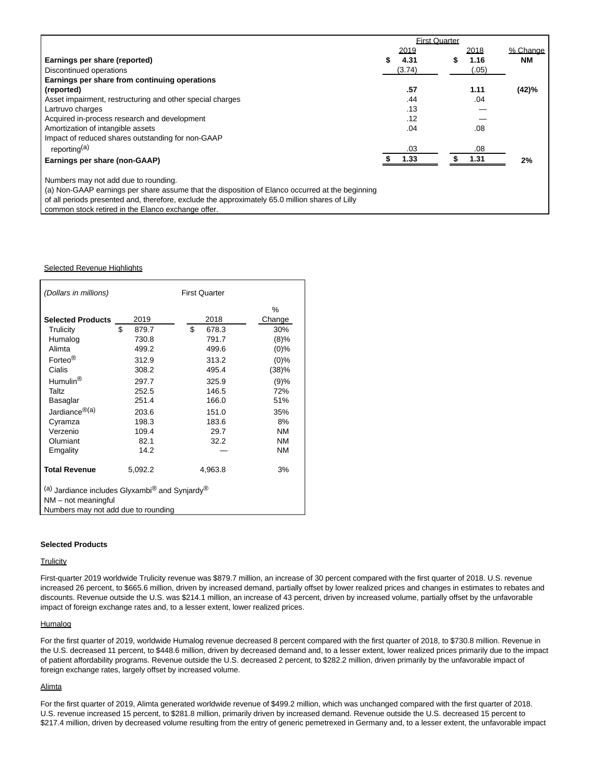| | First Quarter | | |
|---|---|---|---|
| | 2019 | 2018 | % Change |
| **Earnings per share (reported)** | **$ 4.31** | **$ 1.16** | **NM** |
| Discontinued operations | (3.74) | (.05) | |
| **Earnings per share from continuing operations (reported)** | **.57** | **1.11** | **(42)%** |
| Asset impairment, restructuring and other special charges | .44 | .04 | |
| Lartruvo charges | .13 | — | |
| Acquired in-process research and development | .12 | — | |
| Amortization of intangible assets | .04 | .08 | |
| Impact of reduced shares outstanding for non-GAAP reporting[(a)] | .03 | .08 | |
| **Earnings per share (non-GAAP)** | **$ 1.33** | **$ 1.31** | **2%** |

Numbers may not add due to rounding.
(a) Non-GAAP earnings per share assume that the disposition of Elanco occurred at the beginning of all periods presented and, therefore, exclude the approximately 65.0 million shares of Lilly common stock retired in the Elanco exchange offer.

Selected Revenue Highlights

| *(Dollars in millions)* | First Quarter | | |
|---|---|---|---|
| **Selected Products** | 2019 | 2018 | % Change |
| Trulicity | $ 879.7 | $ 678.3 | 30% |
| Humalog | 730.8 | 791.7 | (8)% |
| Alimta | 499.2 | 499.6 | (0)% |
| Forteo® | 312.9 | 313.2 | (0)% |
| Cialis | 308.2 | 495.4 | (38)% |
| Humulin® | 297.7 | 325.9 | (9)% |
| Taltz | 252.5 | 146.5 | 72% |
| Basaglar | 251.4 | 166.0 | 51% |
| Jardiance®(a) | 203.6 | 151.0 | 35% |
| Cyramza | 198.3 | 183.6 | 8% |
| Verzenio | 109.4 | 29.7 | NM |
| Olumiant | 82.1 | 32.2 | NM |
| Emgality | 14.2 | — | NM |
| **Total Revenue** | 5,092.2 | 4,963.8 | 3% |

(a) Jardiance includes Glyxambi® and Synjardy®
NM – not meaningful
Numbers may not add due to rounding

**Selected Products**

Trulicity

First-quarter 2019 worldwide Trulicity revenue was $879.7 million, an increase of 30 percent compared with the first quarter of 2018. U.S. revenue increased 26 percent, to $665.6 million, driven by increased demand, partially offset by lower realized prices and changes in estimates to rebates and discounts. Revenue outside the U.S. was $214.1 million, an increase of 43 percent, driven by increased volume, partially offset by the unfavorable impact of foreign exchange rates and, to a lesser extent, lower realized prices.

Humalog

For the first quarter of 2019, worldwide Humalog revenue decreased 8 percent compared with the first quarter of 2018, to $730.8 million. Revenue in the U.S. decreased 11 percent, to $448.6 million, driven by decreased demand and, to a lesser extent, lower realized prices primarily due to the impact of patient affordability programs. Revenue outside the U.S. decreased 2 percent, to $282.2 million, driven primarily by the unfavorable impact of foreign exchange rates, largely offset by increased volume.

Alimta

For the first quarter of 2019, Alimta generated worldwide revenue of $499.2 million, which was unchanged compared with the first quarter of 2018. U.S. revenue increased 15 percent, to $281.8 million, primarily driven by increased demand. Revenue outside the U.S. decreased 15 percent to $217.4 million, driven by decreased volume resulting from the entry of generic pemetrexed in Germany and, to a lesser extent, the unfavorable impact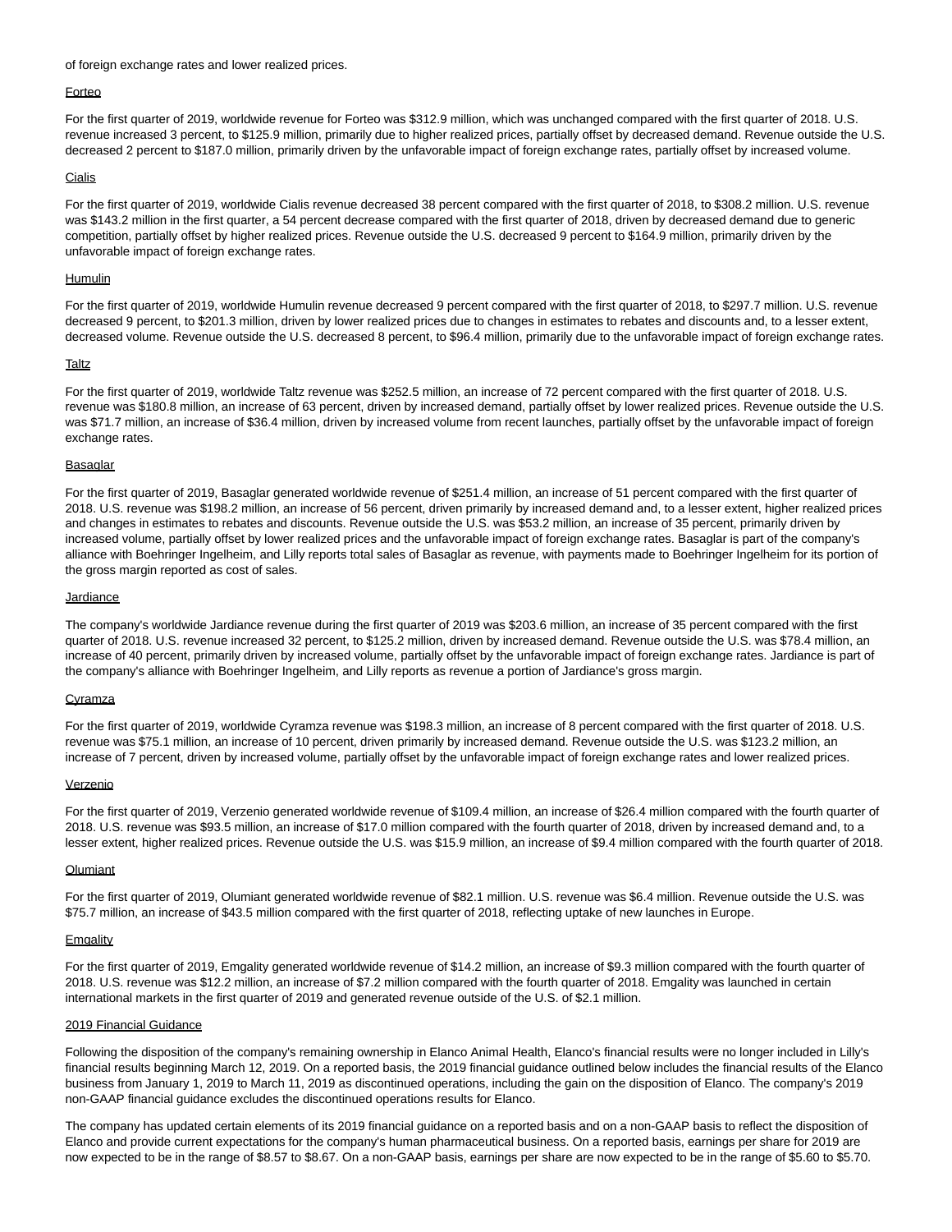of foreign exchange rates and lower realized prices.

Forteo

For the first quarter of 2019, worldwide revenue for Forteo was $312.9 million, which was unchanged compared with the first quarter of 2018. U.S. revenue increased 3 percent, to $125.9 million, primarily due to higher realized prices, partially offset by decreased demand. Revenue outside the U.S. decreased 2 percent to $187.0 million, primarily driven by the unfavorable impact of foreign exchange rates, partially offset by increased volume.

Cialis

For the first quarter of 2019, worldwide Cialis revenue decreased 38 percent compared with the first quarter of 2018, to $308.2 million. U.S. revenue was $143.2 million in the first quarter, a 54 percent decrease compared with the first quarter of 2018, driven by decreased demand due to generic competition, partially offset by higher realized prices. Revenue outside the U.S. decreased 9 percent to $164.9 million, primarily driven by the unfavorable impact of foreign exchange rates.

Humulin

For the first quarter of 2019, worldwide Humulin revenue decreased 9 percent compared with the first quarter of 2018, to $297.7 million. U.S. revenue decreased 9 percent, to $201.3 million, driven by lower realized prices due to changes in estimates to rebates and discounts and, to a lesser extent, decreased volume. Revenue outside the U.S. decreased 8 percent, to $96.4 million, primarily due to the unfavorable impact of foreign exchange rates.

Taltz

For the first quarter of 2019, worldwide Taltz revenue was $252.5 million, an increase of 72 percent compared with the first quarter of 2018. U.S. revenue was $180.8 million, an increase of 63 percent, driven by increased demand, partially offset by lower realized prices. Revenue outside the U.S. was $71.7 million, an increase of $36.4 million, driven by increased volume from recent launches, partially offset by the unfavorable impact of foreign exchange rates.

Basaglar

For the first quarter of 2019, Basaglar generated worldwide revenue of $251.4 million, an increase of 51 percent compared with the first quarter of 2018. U.S. revenue was $198.2 million, an increase of 56 percent, driven primarily by increased demand and, to a lesser extent, higher realized prices and changes in estimates to rebates and discounts. Revenue outside the U.S. was $53.2 million, an increase of 35 percent, primarily driven by increased volume, partially offset by lower realized prices and the unfavorable impact of foreign exchange rates. Basaglar is part of the company's alliance with Boehringer Ingelheim, and Lilly reports total sales of Basaglar as revenue, with payments made to Boehringer Ingelheim for its portion of the gross margin reported as cost of sales.

Jardiance

The company's worldwide Jardiance revenue during the first quarter of 2019 was $203.6 million, an increase of 35 percent compared with the first quarter of 2018. U.S. revenue increased 32 percent, to $125.2 million, driven by increased demand. Revenue outside the U.S. was $78.4 million, an increase of 40 percent, primarily driven by increased volume, partially offset by the unfavorable impact of foreign exchange rates. Jardiance is part of the company's alliance with Boehringer Ingelheim, and Lilly reports as revenue a portion of Jardiance's gross margin.

Cyramza

For the first quarter of 2019, worldwide Cyramza revenue was $198.3 million, an increase of 8 percent compared with the first quarter of 2018. U.S. revenue was $75.1 million, an increase of 10 percent, driven primarily by increased demand. Revenue outside the U.S. was $123.2 million, an increase of 7 percent, driven by increased volume, partially offset by the unfavorable impact of foreign exchange rates and lower realized prices.

Verzenio

For the first quarter of 2019, Verzenio generated worldwide revenue of $109.4 million, an increase of $26.4 million compared with the fourth quarter of 2018. U.S. revenue was $93.5 million, an increase of $17.0 million compared with the fourth quarter of 2018, driven by increased demand and, to a lesser extent, higher realized prices. Revenue outside the U.S. was $15.9 million, an increase of $9.4 million compared with the fourth quarter of 2018.

Olumiant

For the first quarter of 2019, Olumiant generated worldwide revenue of $82.1 million. U.S. revenue was $6.4 million. Revenue outside the U.S. was $75.7 million, an increase of $43.5 million compared with the first quarter of 2018, reflecting uptake of new launches in Europe.

Emgality

For the first quarter of 2019, Emgality generated worldwide revenue of $14.2 million, an increase of $9.3 million compared with the fourth quarter of 2018. U.S. revenue was $12.2 million, an increase of $7.2 million compared with the fourth quarter of 2018. Emgality was launched in certain international markets in the first quarter of 2019 and generated revenue outside of the U.S. of $2.1 million.

2019 Financial Guidance

Following the disposition of the company's remaining ownership in Elanco Animal Health, Elanco's financial results were no longer included in Lilly's financial results beginning March 12, 2019. On a reported basis, the 2019 financial guidance outlined below includes the financial results of the Elanco business from January 1, 2019 to March 11, 2019 as discontinued operations, including the gain on the disposition of Elanco. The company's 2019 non-GAAP financial guidance excludes the discontinued operations results for Elanco.

The company has updated certain elements of its 2019 financial guidance on a reported basis and on a non-GAAP basis to reflect the disposition of Elanco and provide current expectations for the company's human pharmaceutical business. On a reported basis, earnings per share for 2019 are now expected to be in the range of $8.57 to $8.67. On a non-GAAP basis, earnings per share are now expected to be in the range of $5.60 to $5.70.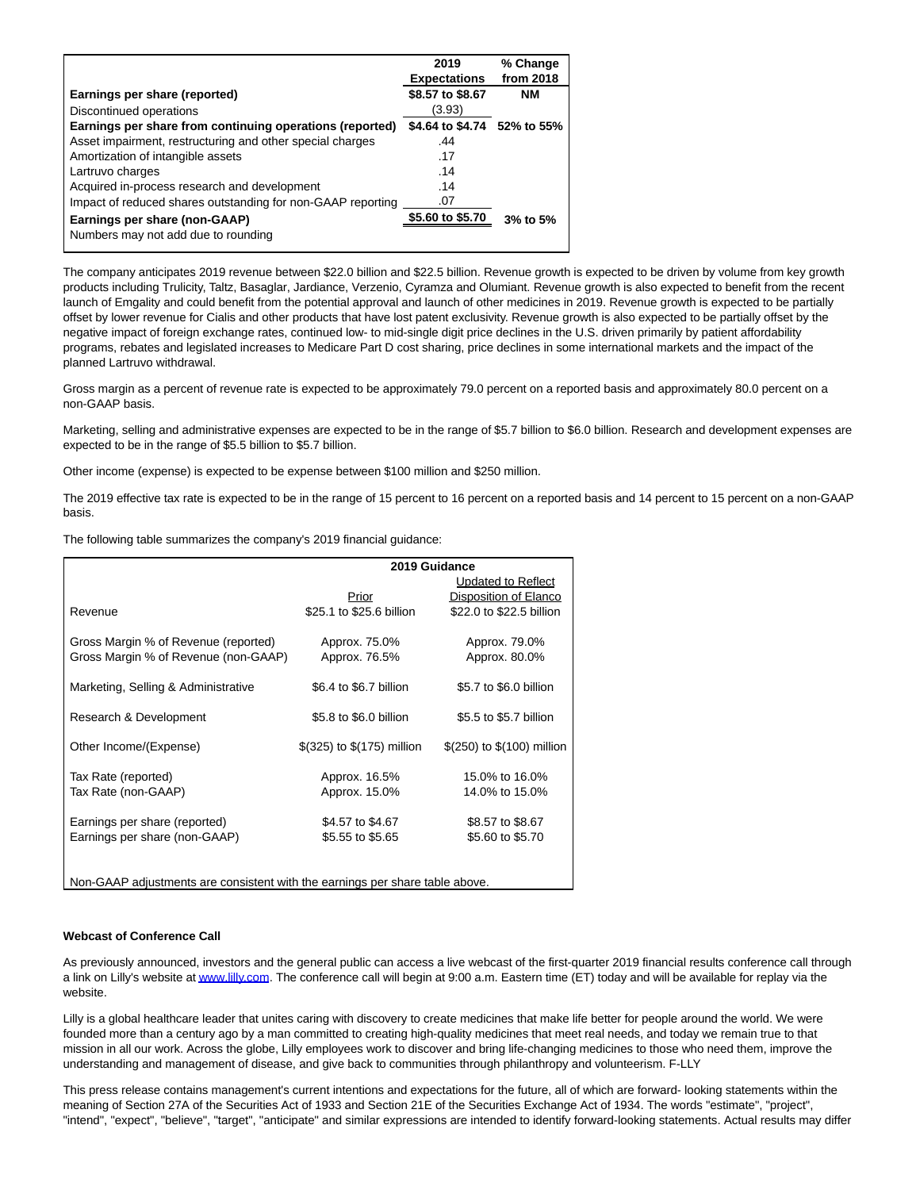| | 2019 Expectations | % Change from 2018 |
|---|---|---|
| **Earnings per share (reported)** | **$8.57 to $8.67** | **NM** |
| Discontinued operations | (3.93) | |
| **Earnings per share from continuing operations (reported)** | **$4.64 to $4.74** | **52% to 55%** |
| Asset impairment, restructuring and other special charges | .44 | |
| Amortization of intangible assets | .17 | |
| Lartruvo charges | .14 | |
| Acquired in-process research and development | .14 | |
| Impact of reduced shares outstanding for non-GAAP reporting | .07 | |
| **Earnings per share (non-GAAP)** | **$5.60 to $5.70** | **3% to 5%** |
| Numbers may not add due to rounding | | |

The company anticipates 2019 revenue between $22.0 billion and $22.5 billion. Revenue growth is expected to be driven by volume from key growth products including Trulicity, Taltz, Basaglar, Jardiance, Verzenio, Cyramza and Olumiant. Revenue growth is also expected to benefit from the recent launch of Emgality and could benefit from the potential approval and launch of other medicines in 2019. Revenue growth is expected to be partially offset by lower revenue for Cialis and other products that have lost patent exclusivity. Revenue growth is also expected to be partially offset by the negative impact of foreign exchange rates, continued low- to mid-single digit price declines in the U.S. driven primarily by patient affordability programs, rebates and legislated increases to Medicare Part D cost sharing, price declines in some international markets and the impact of the planned Lartruvo withdrawal.

Gross margin as a percent of revenue rate is expected to be approximately 79.0 percent on a reported basis and approximately 80.0 percent on a non-GAAP basis.

Marketing, selling and administrative expenses are expected to be in the range of $5.7 billion to $6.0 billion. Research and development expenses are expected to be in the range of $5.5 billion to $5.7 billion.

Other income (expense) is expected to be expense between $100 million and $250 million.

The 2019 effective tax rate is expected to be in the range of 15 percent to 16 percent on a reported basis and 14 percent to 15 percent on a non-GAAP basis.

The following table summarizes the company's 2019 financial guidance:

| | 2019 Guidance | |
|---|---|---|
| | Prior | Updated to Reflect Disposition of Elanco |
| Revenue | $25.1 to $25.6 billion | $22.0 to $22.5 billion |
| Gross Margin % of Revenue (reported) | Approx. 75.0% | Approx. 79.0% |
| Gross Margin % of Revenue (non-GAAP) | Approx. 76.5% | Approx. 80.0% |
| Marketing, Selling & Administrative | $6.4 to $6.7 billion | $5.7 to $6.0 billion |
| Research & Development | $5.8 to $6.0 billion | $5.5 to $5.7 billion |
| Other Income/(Expense) | $(325) to $(175) million | $(250) to $(100) million |
| Tax Rate (reported) | Approx. 16.5% | 15.0% to 16.0% |
| Tax Rate (non-GAAP) | Approx. 15.0% | 14.0% to 15.0% |
| Earnings per share (reported) | $4.57 to $4.67 | $8.57 to $8.67 |
| Earnings per share (non-GAAP) | $5.55 to $5.65 | $5.60 to $5.70 |
| Non-GAAP adjustments are consistent with the earnings per share table above. | | |

**Webcast of Conference Call**

As previously announced, investors and the general public can access a live webcast of the first-quarter 2019 financial results conference call through a link on Lilly's website at www.lilly.com. The conference call will begin at 9:00 a.m. Eastern time (ET) today and will be available for replay via the website.

Lilly is a global healthcare leader that unites caring with discovery to create medicines that make life better for people around the world. We were founded more than a century ago by a man committed to creating high-quality medicines that meet real needs, and today we remain true to that mission in all our work. Across the globe, Lilly employees work to discover and bring life-changing medicines to those who need them, improve the understanding and management of disease, and give back to communities through philanthropy and volunteerism. F-LLY

This press release contains management's current intentions and expectations for the future, all of which are forward- looking statements within the meaning of Section 27A of the Securities Act of 1933 and Section 21E of the Securities Exchange Act of 1934. The words "estimate", "project", "intend", "expect", "believe", "target", "anticipate" and similar expressions are intended to identify forward-looking statements. Actual results may differ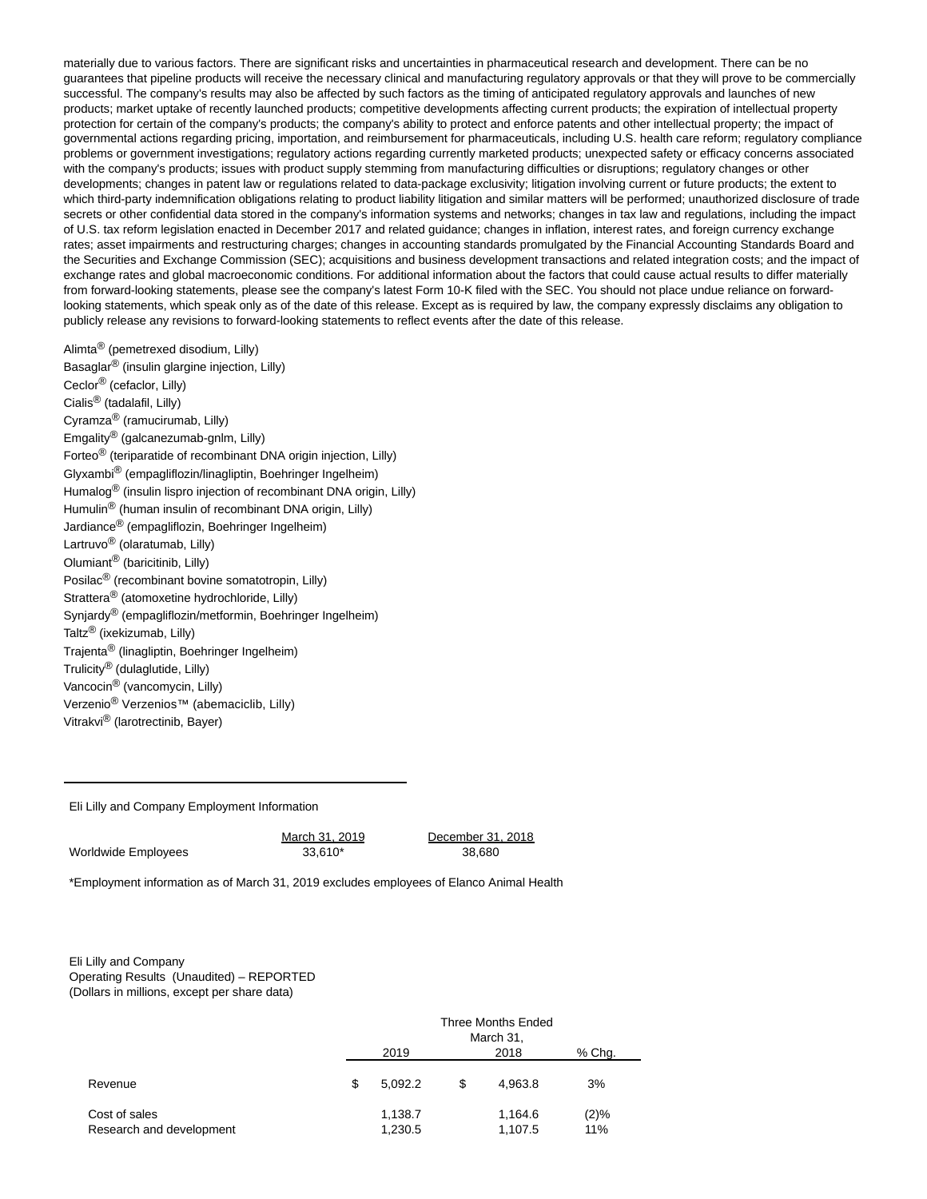materially due to various factors. There are significant risks and uncertainties in pharmaceutical research and development. There can be no guarantees that pipeline products will receive the necessary clinical and manufacturing regulatory approvals or that they will prove to be commercially successful. The company's results may also be affected by such factors as the timing of anticipated regulatory approvals and launches of new products; market uptake of recently launched products; competitive developments affecting current products; the expiration of intellectual property protection for certain of the company's products; the company's ability to protect and enforce patents and other intellectual property; the impact of governmental actions regarding pricing, importation, and reimbursement for pharmaceuticals, including U.S. health care reform; regulatory compliance problems or government investigations; regulatory actions regarding currently marketed products; unexpected safety or efficacy concerns associated with the company's products; issues with product supply stemming from manufacturing difficulties or disruptions; regulatory changes or other developments; changes in patent law or regulations related to data-package exclusivity; litigation involving current or future products; the extent to which third-party indemnification obligations relating to product liability litigation and similar matters will be performed; unauthorized disclosure of trade secrets or other confidential data stored in the company's information systems and networks; changes in tax law and regulations, including the impact of U.S. tax reform legislation enacted in December 2017 and related guidance; changes in inflation, interest rates, and foreign currency exchange rates; asset impairments and restructuring charges; changes in accounting standards promulgated by the Financial Accounting Standards Board and the Securities and Exchange Commission (SEC); acquisitions and business development transactions and related integration costs; and the impact of exchange rates and global macroeconomic conditions. For additional information about the factors that could cause actual results to differ materially from forward-looking statements, please see the company's latest Form 10-K filed with the SEC. You should not place undue reliance on forward-looking statements, which speak only as of the date of this release. Except as is required by law, the company expressly disclaims any obligation to publicly release any revisions to forward-looking statements to reflect events after the date of this release.

Alimta® (pemetrexed disodium, Lilly)
Basaglar® (insulin glargine injection, Lilly)
Ceclor® (cefaclor, Lilly)
Cialis® (tadalafil, Lilly)
Cyramza® (ramucirumab, Lilly)
Emgality® (galcanezumab-gnlm, Lilly)
Forteo® (teriparatide of recombinant DNA origin injection, Lilly)
Glyxambi® (empagliflozin/linagliptin, Boehringer Ingelheim)
Humalog® (insulin lispro injection of recombinant DNA origin, Lilly)
Humulin® (human insulin of recombinant DNA origin, Lilly)
Jardiance® (empagliflozin, Boehringer Ingelheim)
Lartruvo® (olaratumab, Lilly)
Olumiant® (baricitinib, Lilly)
Posilac® (recombinant bovine somatotropin, Lilly)
Strattera® (atomoxetine hydrochloride, Lilly)
Synjardy® (empagliflozin/metformin, Boehringer Ingelheim)
Taltz® (ixekizumab, Lilly)
Trajenta® (linagliptin, Boehringer Ingelheim)
Trulicity® (dulaglutide, Lilly)
Vancocin® (vancomycin, Lilly)
Verzenio® Verzenios™ (abemaciclib, Lilly)
Vitrakvi® (larotrectinib, Bayer)

---

Eli Lilly and Company Employment Information

| | March 31, 2019 | December 31, 2018 |
|---|---|---|
| Worldwide Employees | 33,610* | 38,680 |

*Employment information as of March 31, 2019 excludes employees of Elanco Animal Health

Eli Lilly and Company
Operating Results (Unaudited) – REPORTED
(Dollars in millions, except per share data)

| | Three Months Ended March 31, | | |
|---|---|---|---|
| | 2019 | 2018 | % Chg. |
| Revenue | $ 5,092.2 | $ 4,963.8 | 3% |
| Cost of sales | 1,138.7 | 1,164.6 | (2)% |
| Research and development | 1,230.5 | 1,107.5 | 11% |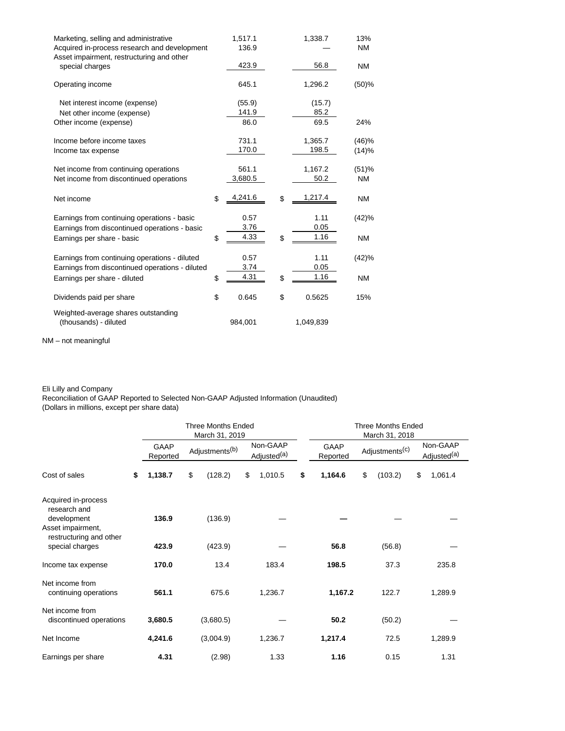| | | | |
|---|---|---|---|
| Marketing, selling and administrative | 1,517.1 | 1,338.7 | 13% |
| Acquired in-process research and development | 136.9 | — | NM |
| Asset impairment, restructuring and other special charges | 423.9 | 56.8 | NM |
| Operating income | 645.1 | 1,296.2 | (50)% |
| Net interest income (expense) | (55.9) | (15.7) | |
| Net other income (expense) | 141.9 | 85.2 | |
| Other income (expense) | 86.0 | 69.5 | 24% |
| Income before income taxes | 731.1 | 1,365.7 | (46)% |
| Income tax expense | 170.0 | 198.5 | (14)% |
| Net income from continuing operations | 561.1 | 1,167.2 | (51)% |
| Net income from discontinued operations | 3,680.5 | 50.2 | NM |
| Net income | $ 4,241.6 | $ 1,217.4 | NM |
| Earnings from continuing operations - basic | 0.57 | 1.11 | (42)% |
| Earnings from discontinued operations - basic | 3.76 | 0.05 | |
| Earnings per share - basic | $ 4.33 | $ 1.16 | NM |
| Earnings from continuing operations - diluted | 0.57 | 1.11 | (42)% |
| Earnings from discontinued operations - diluted | 3.74 | 0.05 | |
| Earnings per share - diluted | $ 4.31 | $ 1.16 | NM |
| Dividends paid per share | $ 0.645 | $ 0.5625 | 15% |
| Weighted-average shares outstanding (thousands) - diluted | 984,001 | 1,049,839 | |

NM – not meaningful

Eli Lilly and Company
Reconciliation of GAAP Reported to Selected Non-GAAP Adjusted Information (Unaudited)
(Dollars in millions, except per share data)

| | Three Months Ended March 31, 2019 | | | Three Months Ended March 31, 2018 | | |
|---|---|---|---|---|---|---|
| | GAAP Reported | Adjustments[(b)] | Non-GAAP Adjusted[(a)] | GAAP Reported | Adjustments[(c)] | Non-GAAP Adjusted[(a)] |
| Cost of sales | **$ 1,138.7** | $ (128.2) | $ 1,010.5 | **$ 1,164.6** | $ (103.2) | $ 1,061.4 |
| Acquired in-process research and development | **136.9** | (136.9) | — | **—** | — | — |
| Asset impairment, restructuring and other special charges | **423.9** | (423.9) | — | **56.8** | (56.8) | — |
| Income tax expense | **170.0** | 13.4 | 183.4 | **198.5** | 37.3 | 235.8 |
| Net income from continuing operations | **561.1** | 675.6 | 1,236.7 | **1,167.2** | 122.7 | 1,289.9 |
| Net income from discontinued operations | **3,680.5** | (3,680.5) | — | **50.2** | (50.2) | — |
| Net Income | **4,241.6** | (3,004.9) | 1,236.7 | **1,217.4** | 72.5 | 1,289.9 |
| Earnings per share | **4.31** | (2.98) | 1.33 | **1.16** | 0.15 | 1.31 |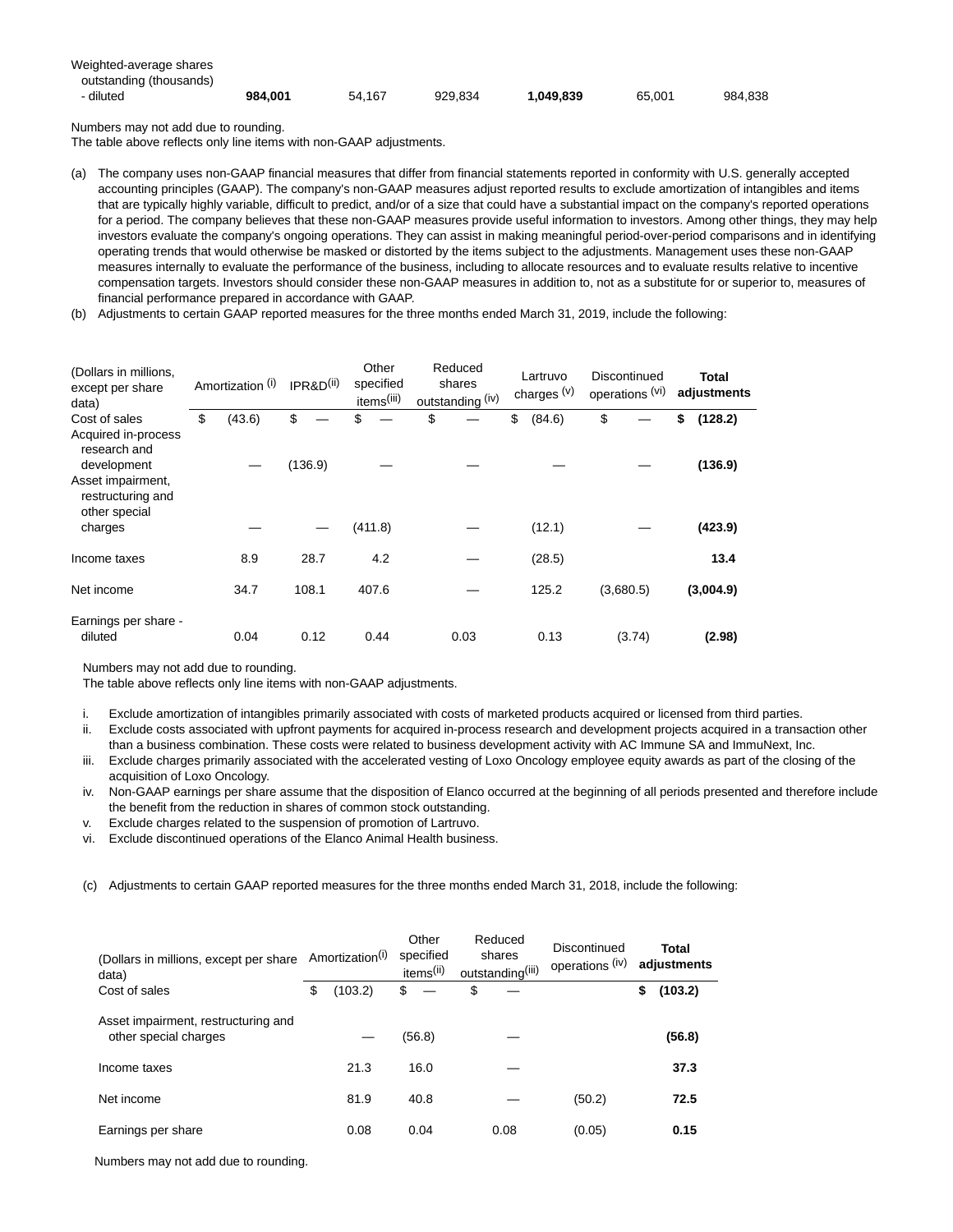| Weighted-average shares outstanding (thousands) - diluted | **984,001** | 54,167 | 929,834 | **1,049,839** | 65,001 | 984,838 |
|---|---|---|---|---|---|---|

Numbers may not add due to rounding.
The table above reflects only line items with non-GAAP adjustments.

(a) The company uses non-GAAP financial measures that differ from financial statements reported in conformity with U.S. generally accepted accounting principles (GAAP). The company's non-GAAP measures adjust reported results to exclude amortization of intangibles and items that are typically highly variable, difficult to predict, and/or of a size that could have a substantial impact on the company's reported operations for a period. The company believes that these non-GAAP measures provide useful information to investors. Among other things, they may help investors evaluate the company's ongoing operations. They can assist in making meaningful period-over-period comparisons and in identifying operating trends that would otherwise be masked or distorted by the items subject to the adjustments. Management uses these non-GAAP measures internally to evaluate the performance of the business, including to allocate resources and to evaluate results relative to incentive compensation targets. Investors should consider these non-GAAP measures in addition to, not as a substitute for or superior to, measures of financial performance prepared in accordance with GAAP.

(b) Adjustments to certain GAAP reported measures for the three months ended March 31, 2019, include the following:

| (Dollars in millions, except per share data) | Amortization (i) | IPR&D(ii) | Other specified items(iii) | Reduced shares outstanding (iv) | Lartruvo charges (v) | Discontinued operations (vi) | Total adjustments |
|---|---|---|---|---|---|---|---|
| Cost of sales | $ (43.6) | $ — | $ — | $ — | $ (84.6) | $ — | **$ (128.2)** |
| Acquired in-process research and development | — | (136.9) | — | — | — | — | **(136.9)** |
| Asset impairment, restructuring and other special charges | — | — | (411.8) | — | (12.1) | — | **(423.9)** |
| Income taxes | 8.9 | 28.7 | 4.2 | — | (28.5) | | **13.4** |
| Net income | 34.7 | 108.1 | 407.6 | — | 125.2 | (3,680.5) | **(3,004.9)** |
| Earnings per share - diluted | 0.04 | 0.12 | 0.44 | 0.03 | 0.13 | (3.74) | **(2.98)** |

Numbers may not add due to rounding.
The table above reflects only line items with non-GAAP adjustments.

i. Exclude amortization of intangibles primarily associated with costs of marketed products acquired or licensed from third parties.
ii. Exclude costs associated with upfront payments for acquired in-process research and development projects acquired in a transaction other than a business combination. These costs were related to business development activity with AC Immune SA and ImmuNext, Inc.
iii. Exclude charges primarily associated with the accelerated vesting of Loxo Oncology employee equity awards as part of the closing of the acquisition of Loxo Oncology.
iv. Non-GAAP earnings per share assume that the disposition of Elanco occurred at the beginning of all periods presented and therefore include the benefit from the reduction in shares of common stock outstanding.
v. Exclude charges related to the suspension of promotion of Lartruvo.
vi. Exclude discontinued operations of the Elanco Animal Health business.

(c) Adjustments to certain GAAP reported measures for the three months ended March 31, 2018, include the following:

| (Dollars in millions, except per share data) | Amortization(i) | Other specified items(ii) | Reduced shares outstanding(iii) | Discontinued operations (iv) | Total adjustments |
|---|---|---|---|---|---|
| Cost of sales | $ (103.2) | $ — | $ — | | **$ (103.2)** |
| Asset impairment, restructuring and other special charges | — | (56.8) | — | | **(56.8)** |
| Income taxes | 21.3 | 16.0 | — | | **37.3** |
| Net income | 81.9 | 40.8 | — | (50.2) | **72.5** |
| Earnings per share | 0.08 | 0.04 | 0.08 | (0.05) | **0.15** |

Numbers may not add due to rounding.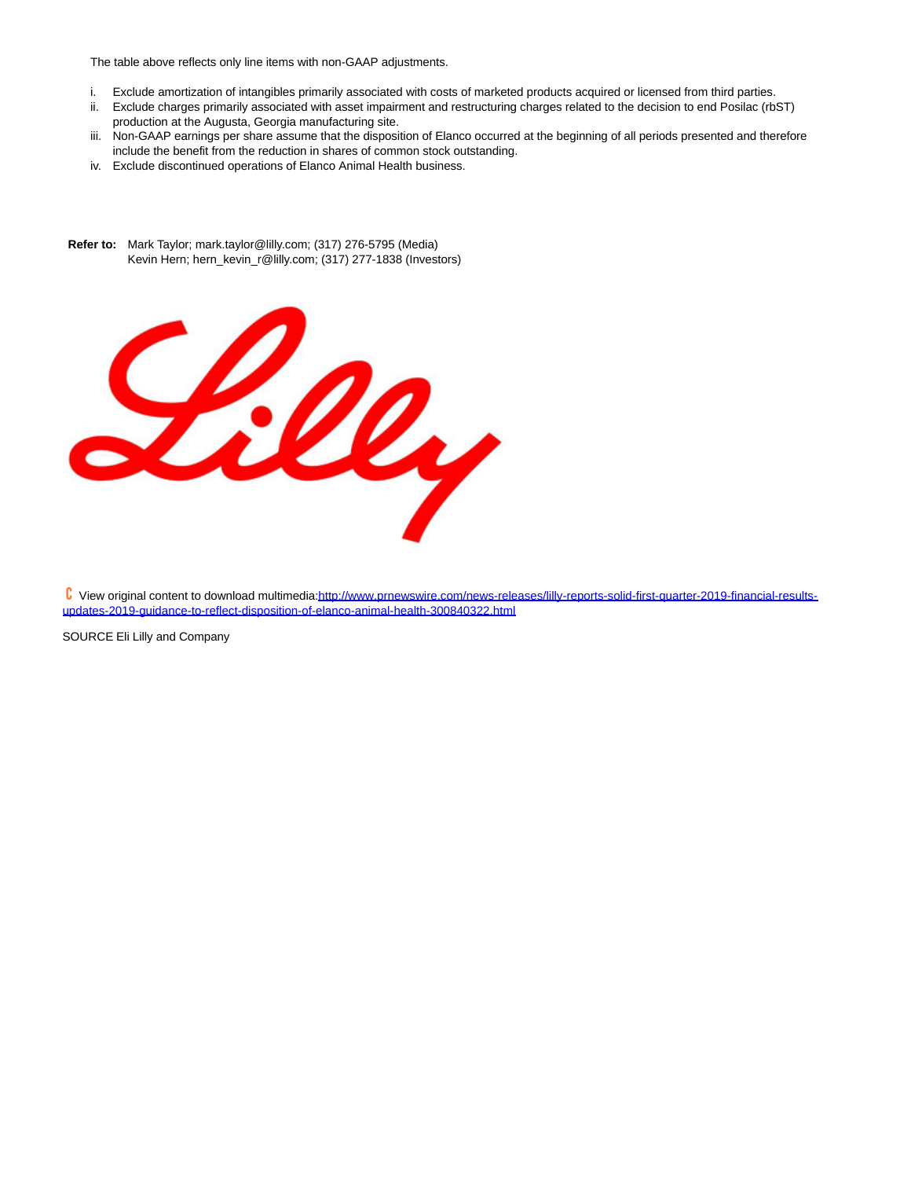The table above reflects only line items with non-GAAP adjustments.

i. Exclude amortization of intangibles primarily associated with costs of marketed products acquired or licensed from third parties.
ii. Exclude charges primarily associated with asset impairment and restructuring charges related to the decision to end Posilac (rbST) production at the Augusta, Georgia manufacturing site.
iii. Non-GAAP earnings per share assume that the disposition of Elanco occurred at the beginning of all periods presented and therefore include the benefit from the reduction in shares of common stock outstanding.
iv. Exclude discontinued operations of Elanco Animal Health business.

**Refer to:** Mark Taylor; mark.taylor@lilly.com; (317) 276-5795 (Media)
Kevin Hern; hern_kevin_r@lilly.com; (317) 277-1838 (Investors)

View original content to download multimedia:http://www.prnewswire.com/news-releases/lilly-reports-solid-first-quarter-2019-financial-results-updates-2019-guidance-to-reflect-disposition-of-elanco-animal-health-300840322.html

SOURCE Eli Lilly and Company